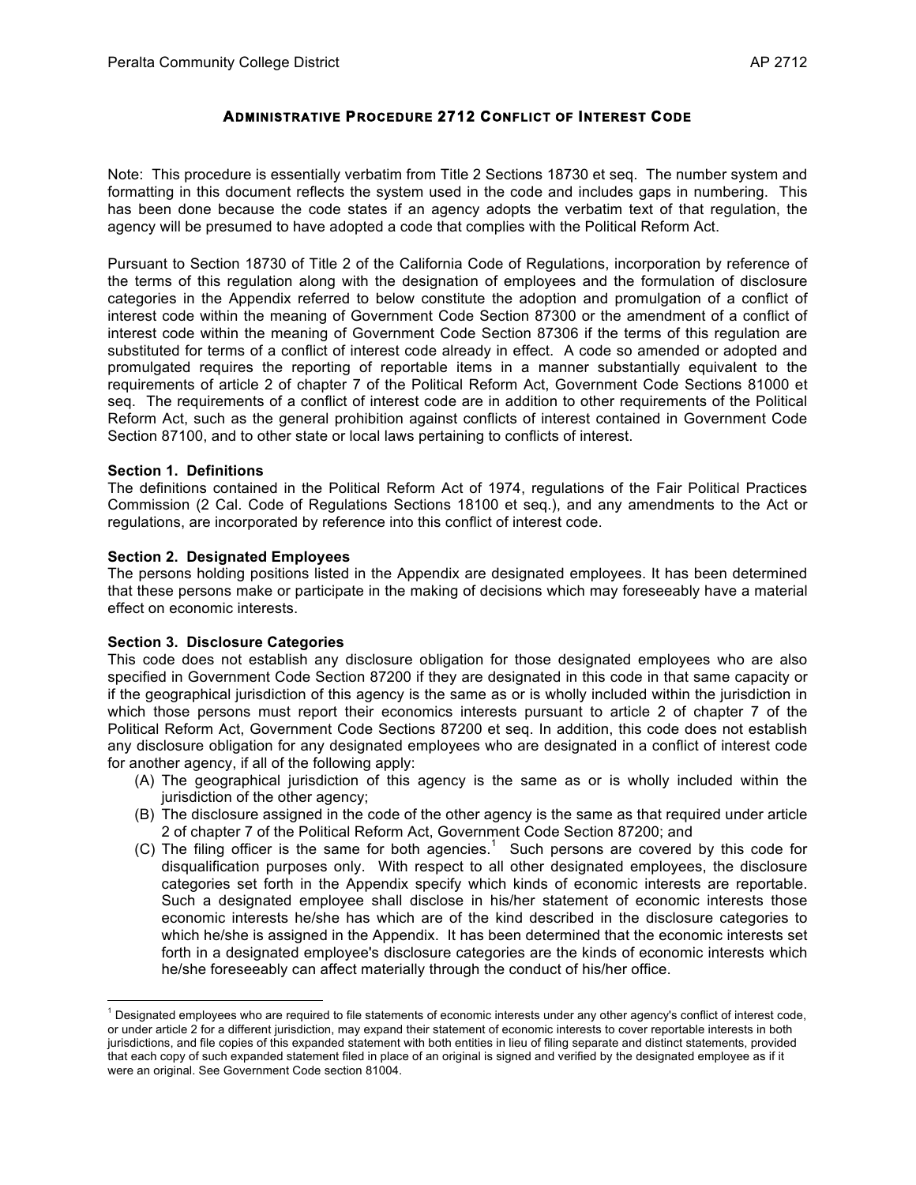# Administrative Procedure 2712 Conflict of Interest Code

Note: This procedure is essentially verbatim from Title 2 Sections 18730 et seq. The number system and formatting in this document reflects the system used in the code and includes gaps in numbering. This has been done because the code states if an agency adopts the verbatim text of that regulation, the agency will be presumed to have adopted a code that complies with the Political Reform Act.

Pursuant to Section 18730 of Title 2 of the California Code of Regulations, incorporation by reference of the terms of this regulation along with the designation of employees and the formulation of disclosure categories in the Appendix referred to below constitute the adoption and promulgation of a conflict of interest code within the meaning of Government Code Section 87300 or the amendment of a conflict of interest code within the meaning of Government Code Section 87306 if the terms of this regulation are substituted for terms of a conflict of interest code already in effect. A code so amended or adopted and promulgated requires the reporting of reportable items in a manner substantially equivalent to the requirements of article 2 of chapter 7 of the Political Reform Act, Government Code Sections 81000 et seq. The requirements of a conflict of interest code are in addition to other requirements of the Political Reform Act, such as the general prohibition against conflicts of interest contained in Government Code Section 87100, and to other state or local laws pertaining to conflicts of interest.

**Section 1. Definitions**
The definitions contained in the Political Reform Act of 1974, regulations of the Fair Political Practices Commission (2 Cal. Code of Regulations Sections 18100 et seq.), and any amendments to the Act or regulations, are incorporated by reference into this conflict of interest code.

**Section 2. Designated Employees**
The persons holding positions listed in the Appendix are designated employees. It has been determined that these persons make or participate in the making of decisions which may foreseeably have a material effect on economic interests.

**Section 3. Disclosure Categories**
This code does not establish any disclosure obligation for those designated employees who are also specified in Government Code Section 87200 if they are designated in this code in that same capacity or if the geographical jurisdiction of this agency is the same as or is wholly included within the jurisdiction in which those persons must report their economics interests pursuant to article 2 of chapter 7 of the Political Reform Act, Government Code Sections 87200 et seq. In addition, this code does not establish any disclosure obligation for any designated employees who are designated in a conflict of interest code for another agency, if all of the following apply:

(A) The geographical jurisdiction of this agency is the same as or is wholly included within the jurisdiction of the other agency;

(B) The disclosure assigned in the code of the other agency is the same as that required under article 2 of chapter 7 of the Political Reform Act, Government Code Section 87200; and

(C) The filing officer is the same for both agencies.[1] Such persons are covered by this code for disqualification purposes only. With respect to all other designated employees, the disclosure categories set forth in the Appendix specify which kinds of economic interests are reportable. Such a designated employee shall disclose in his/her statement of economic interests those economic interests he/she has which are of the kind described in the disclosure categories to which he/she is assigned in the Appendix. It has been determined that the economic interests set forth in a designated employee's disclosure categories are the kinds of economic interests which he/she foreseeably can affect materially through the conduct of his/her office.

---

[1] Designated employees who are required to file statements of economic interests under any other agency's conflict of interest code, or under article 2 for a different jurisdiction, may expand their statement of economic interests to cover reportable interests in both jurisdictions, and file copies of this expanded statement with both entities in lieu of filing separate and distinct statements, provided that each copy of such expanded statement filed in place of an original is signed and verified by the designated employee as if it were an original. See Government Code section 81004.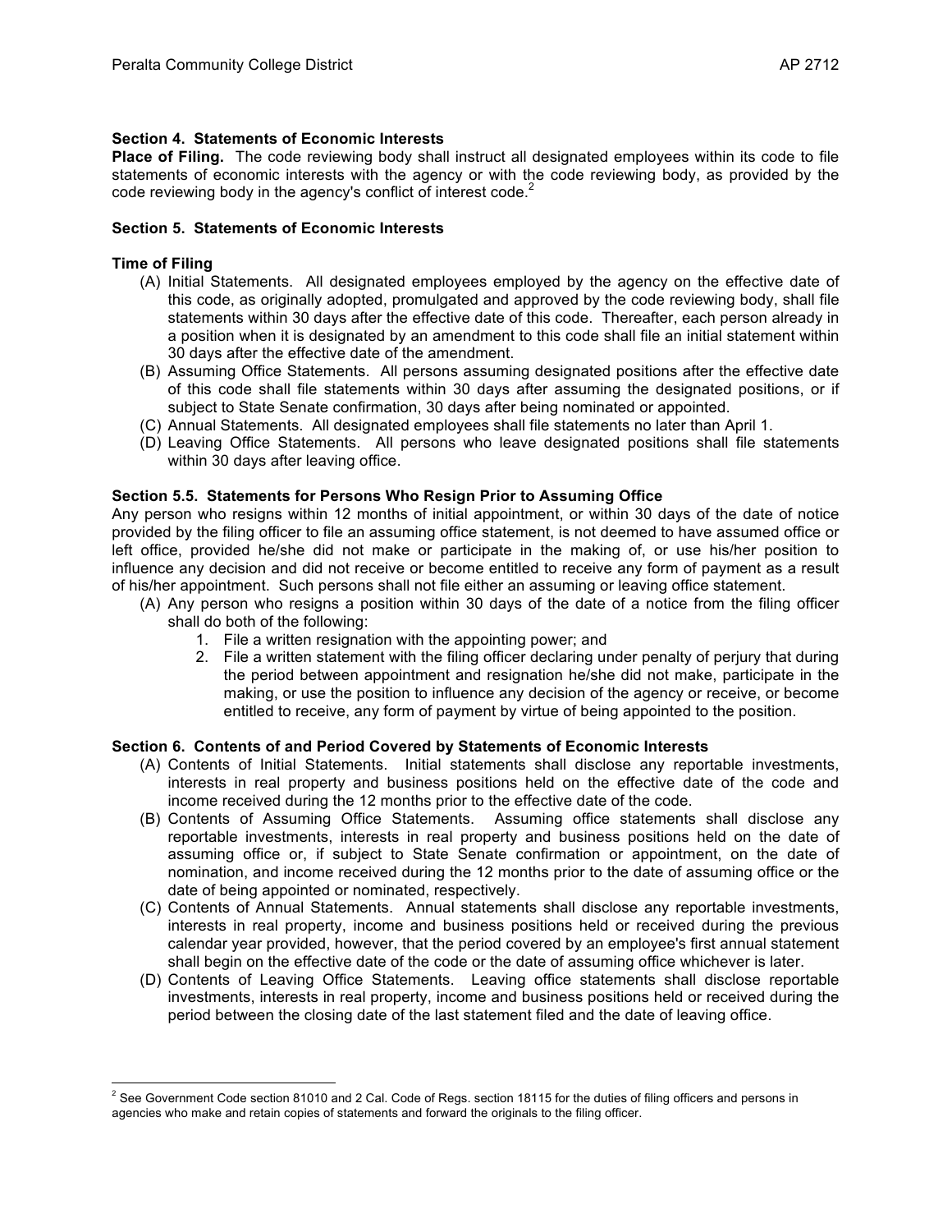**Section 4. Statements of Economic Interests**

**Place of Filing.** The code reviewing body shall instruct all designated employees within its code to file statements of economic interests with the agency or with the code reviewing body, as provided by the code reviewing body in the agency's conflict of interest code.[2]

**Section 5. Statements of Economic Interests**

**Time of Filing**

(A) Initial Statements. All designated employees employed by the agency on the effective date of this code, as originally adopted, promulgated and approved by the code reviewing body, shall file statements within 30 days after the effective date of this code. Thereafter, each person already in a position when it is designated by an amendment to this code shall file an initial statement within 30 days after the effective date of the amendment.

(B) Assuming Office Statements. All persons assuming designated positions after the effective date of this code shall file statements within 30 days after assuming the designated positions, or if subject to State Senate confirmation, 30 days after being nominated or appointed.

(C) Annual Statements. All designated employees shall file statements no later than April 1.

(D) Leaving Office Statements. All persons who leave designated positions shall file statements within 30 days after leaving office.

**Section 5.5. Statements for Persons Who Resign Prior to Assuming Office**

Any person who resigns within 12 months of initial appointment, or within 30 days of the date of notice provided by the filing officer to file an assuming office statement, is not deemed to have assumed office or left office, provided he/she did not make or participate in the making of, or use his/her position to influence any decision and did not receive or become entitled to receive any form of payment as a result of his/her appointment. Such persons shall not file either an assuming or leaving office statement.

(A) Any person who resigns a position within 30 days of the date of a notice from the filing officer shall do both of the following:
   1. File a written resignation with the appointing power; and
   2. File a written statement with the filing officer declaring under penalty of perjury that during the period between appointment and resignation he/she did not make, participate in the making, or use the position to influence any decision of the agency or receive, or become entitled to receive, any form of payment by virtue of being appointed to the position.

**Section 6. Contents of and Period Covered by Statements of Economic Interests**

(A) Contents of Initial Statements. Initial statements shall disclose any reportable investments, interests in real property and business positions held on the effective date of the code and income received during the 12 months prior to the effective date of the code.

(B) Contents of Assuming Office Statements. Assuming office statements shall disclose any reportable investments, interests in real property and business positions held on the date of assuming office or, if subject to State Senate confirmation or appointment, on the date of nomination, and income received during the 12 months prior to the date of assuming office or the date of being appointed or nominated, respectively.

(C) Contents of Annual Statements. Annual statements shall disclose any reportable investments, interests in real property, income and business positions held or received during the previous calendar year provided, however, that the period covered by an employee's first annual statement shall begin on the effective date of the code or the date of assuming office whichever is later.

(D) Contents of Leaving Office Statements. Leaving office statements shall disclose reportable investments, interests in real property, income and business positions held or received during the period between the closing date of the last statement filed and the date of leaving office.

[2] See Government Code section 81010 and 2 Cal. Code of Regs. section 18115 for the duties of filing officers and persons in agencies who make and retain copies of statements and forward the originals to the filing officer.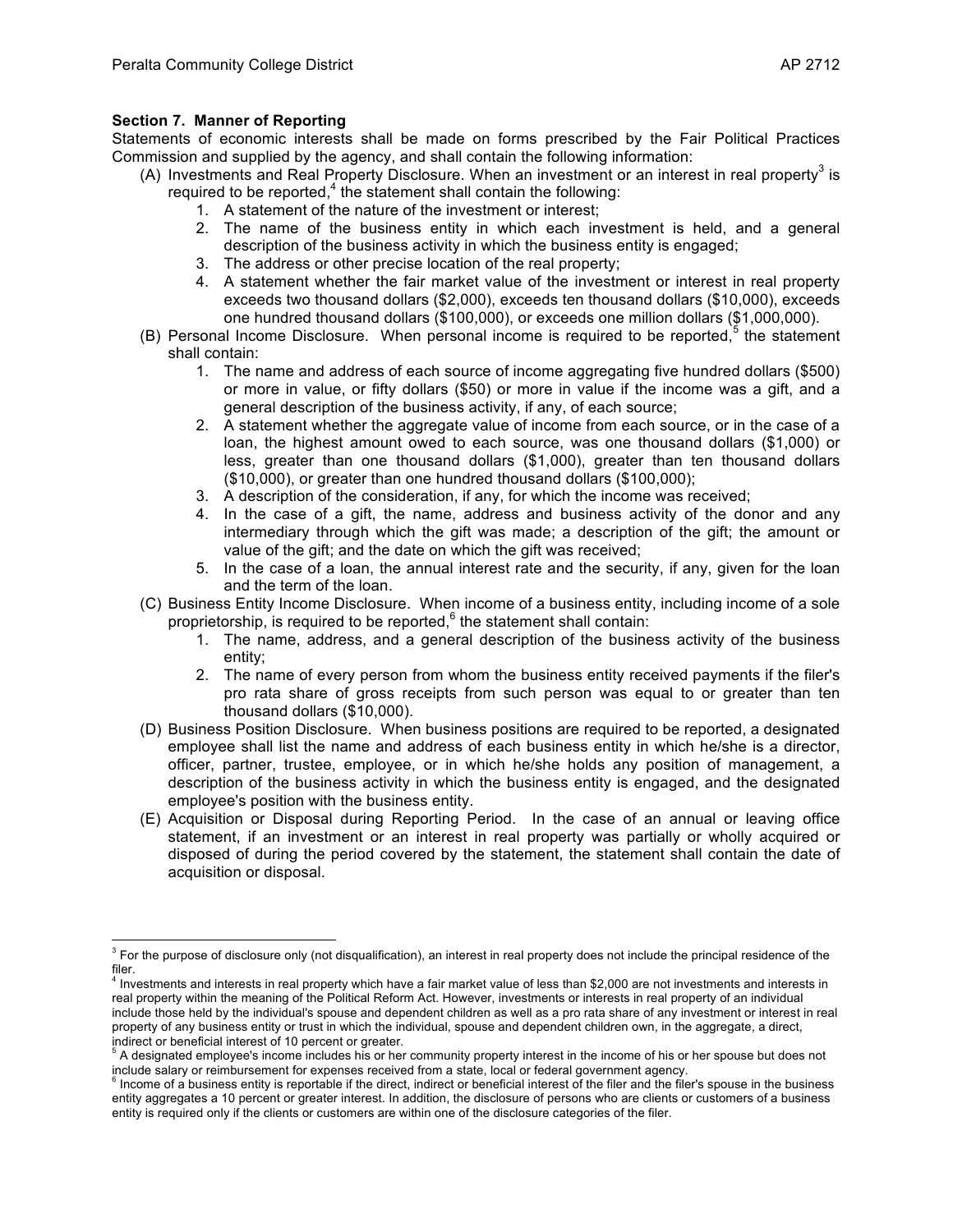### Section 7. Manner of Reporting

Statements of economic interests shall be made on forms prescribed by the Fair Political Practices Commission and supplied by the agency, and shall contain the following information:

(A) Investments and Real Property Disclosure. When an investment or an interest in real property[3] is required to be reported,[4] the statement shall contain the following:

1. A statement of the nature of the investment or interest;
2. The name of the business entity in which each investment is held, and a general description of the business activity in which the business entity is engaged;
3. The address or other precise location of the real property;
4. A statement whether the fair market value of the investment or interest in real property exceeds two thousand dollars ($2,000), exceeds ten thousand dollars ($10,000), exceeds one hundred thousand dollars ($100,000), or exceeds one million dollars ($1,000,000).

(B) Personal Income Disclosure. When personal income is required to be reported,[5] the statement shall contain:

1. The name and address of each source of income aggregating five hundred dollars ($500) or more in value, or fifty dollars ($50) or more in value if the income was a gift, and a general description of the business activity, if any, of each source;
2. A statement whether the aggregate value of income from each source, or in the case of a loan, the highest amount owed to each source, was one thousand dollars ($1,000) or less, greater than one thousand dollars ($1,000), greater than ten thousand dollars ($10,000), or greater than one hundred thousand dollars ($100,000);
3. A description of the consideration, if any, for which the income was received;
4. In the case of a gift, the name, address and business activity of the donor and any intermediary through which the gift was made; a description of the gift; the amount or value of the gift; and the date on which the gift was received;
5. In the case of a loan, the annual interest rate and the security, if any, given for the loan and the term of the loan.

(C) Business Entity Income Disclosure. When income of a business entity, including income of a sole proprietorship, is required to be reported,[6] the statement shall contain:

1. The name, address, and a general description of the business activity of the business entity;
2. The name of every person from whom the business entity received payments if the filer's pro rata share of gross receipts from such person was equal to or greater than ten thousand dollars ($10,000).

(D) Business Position Disclosure. When business positions are required to be reported, a designated employee shall list the name and address of each business entity in which he/she is a director, officer, partner, trustee, employee, or in which he/she holds any position of management, a description of the business activity in which the business entity is engaged, and the designated employee's position with the business entity.

(E) Acquisition or Disposal during Reporting Period. In the case of an annual or leaving office statement, if an investment or an interest in real property was partially or wholly acquired or disposed of during the period covered by the statement, the statement shall contain the date of acquisition or disposal.

---

[3] For the purpose of disclosure only (not disqualification), an interest in real property does not include the principal residence of the filer.

[4] Investments and interests in real property which have a fair market value of less than $2,000 are not investments and interests in real property within the meaning of the Political Reform Act. However, investments or interests in real property of an individual include those held by the individual's spouse and dependent children as well as a pro rata share of any investment or interest in real property of any business entity or trust in which the individual, spouse and dependent children own, in the aggregate, a direct, indirect or beneficial interest of 10 percent or greater.

[5] A designated employee's income includes his or her community property interest in the income of his or her spouse but does not include salary or reimbursement for expenses received from a state, local or federal government agency.

[6] Income of a business entity is reportable if the direct, indirect or beneficial interest of the filer and the filer's spouse in the business entity aggregates a 10 percent or greater interest. In addition, the disclosure of persons who are clients or customers of a business entity is required only if the clients or customers are within one of the disclosure categories of the filer.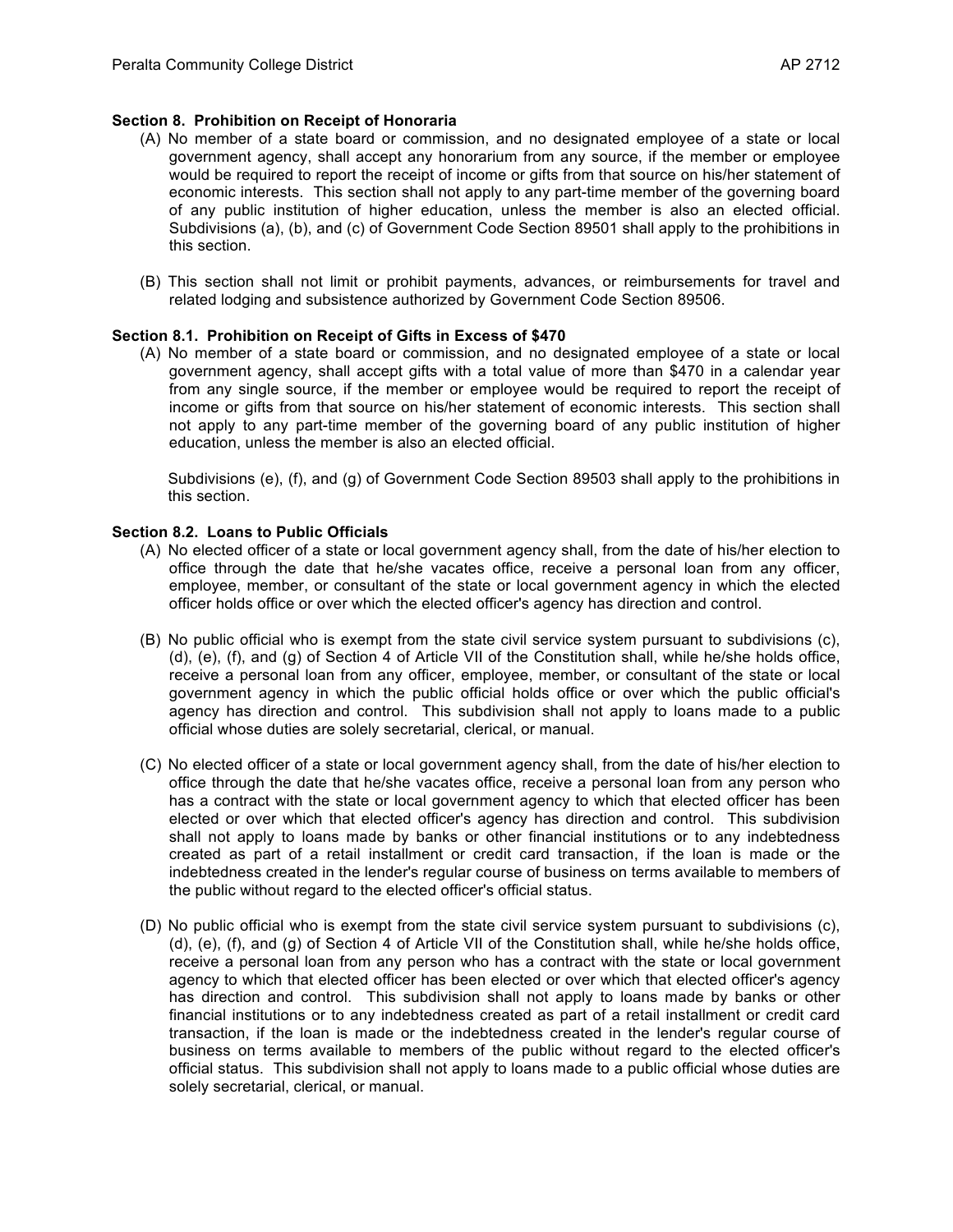**Section 8. Prohibition on Receipt of Honoraria**

(A) No member of a state board or commission, and no designated employee of a state or local government agency, shall accept any honorarium from any source, if the member or employee would be required to report the receipt of income or gifts from that source on his/her statement of economic interests. This section shall not apply to any part-time member of the governing board of any public institution of higher education, unless the member is also an elected official. Subdivisions (a), (b), and (c) of Government Code Section 89501 shall apply to the prohibitions in this section.

(B) This section shall not limit or prohibit payments, advances, or reimbursements for travel and related lodging and subsistence authorized by Government Code Section 89506.

**Section 8.1. Prohibition on Receipt of Gifts in Excess of $470**

(A) No member of a state board or commission, and no designated employee of a state or local government agency, shall accept gifts with a total value of more than $470 in a calendar year from any single source, if the member or employee would be required to report the receipt of income or gifts from that source on his/her statement of economic interests. This section shall not apply to any part-time member of the governing board of any public institution of higher education, unless the member is also an elected official.

Subdivisions (e), (f), and (g) of Government Code Section 89503 shall apply to the prohibitions in this section.

**Section 8.2. Loans to Public Officials**

(A) No elected officer of a state or local government agency shall, from the date of his/her election to office through the date that he/she vacates office, receive a personal loan from any officer, employee, member, or consultant of the state or local government agency in which the elected officer holds office or over which the elected officer's agency has direction and control.

(B) No public official who is exempt from the state civil service system pursuant to subdivisions (c), (d), (e), (f), and (g) of Section 4 of Article VII of the Constitution shall, while he/she holds office, receive a personal loan from any officer, employee, member, or consultant of the state or local government agency in which the public official holds office or over which the public official's agency has direction and control. This subdivision shall not apply to loans made to a public official whose duties are solely secretarial, clerical, or manual.

(C) No elected officer of a state or local government agency shall, from the date of his/her election to office through the date that he/she vacates office, receive a personal loan from any person who has a contract with the state or local government agency to which that elected officer has been elected or over which that elected officer's agency has direction and control. This subdivision shall not apply to loans made by banks or other financial institutions or to any indebtedness created as part of a retail installment or credit card transaction, if the loan is made or the indebtedness created in the lender's regular course of business on terms available to members of the public without regard to the elected officer's official status.

(D) No public official who is exempt from the state civil service system pursuant to subdivisions (c), (d), (e), (f), and (g) of Section 4 of Article VII of the Constitution shall, while he/she holds office, receive a personal loan from any person who has a contract with the state or local government agency to which that elected officer has been elected or over which that elected officer's agency has direction and control. This subdivision shall not apply to loans made by banks or other financial institutions or to any indebtedness created as part of a retail installment or credit card transaction, if the loan is made or the indebtedness created in the lender's regular course of business on terms available to members of the public without regard to the elected officer's official status. This subdivision shall not apply to loans made to a public official whose duties are solely secretarial, clerical, or manual.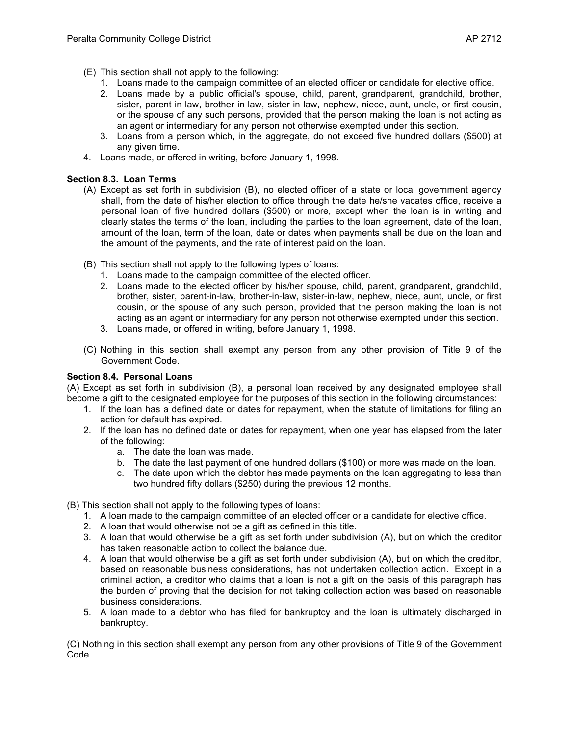(E) This section shall not apply to the following:

1. Loans made to the campaign committee of an elected officer or candidate for elective office.
2. Loans made by a public official's spouse, child, parent, grandparent, grandchild, brother, sister, parent-in-law, brother-in-law, sister-in-law, nephew, niece, aunt, uncle, or first cousin, or the spouse of any such persons, provided that the person making the loan is not acting as an agent or intermediary for any person not otherwise exempted under this section.
3. Loans from a person which, in the aggregate, do not exceed five hundred dollars ($500) at any given time.
4. Loans made, or offered in writing, before January 1, 1998.

**Section 8.3. Loan Terms**

(A) Except as set forth in subdivision (B), no elected officer of a state or local government agency shall, from the date of his/her election to office through the date he/she vacates office, receive a personal loan of five hundred dollars ($500) or more, except when the loan is in writing and clearly states the terms of the loan, including the parties to the loan agreement, date of the loan, amount of the loan, term of the loan, date or dates when payments shall be due on the loan and the amount of the payments, and the rate of interest paid on the loan.

(B) This section shall not apply to the following types of loans:

1. Loans made to the campaign committee of the elected officer.
2. Loans made to the elected officer by his/her spouse, child, parent, grandparent, grandchild, brother, sister, parent-in-law, brother-in-law, sister-in-law, nephew, niece, aunt, uncle, or first cousin, or the spouse of any such person, provided that the person making the loan is not acting as an agent or intermediary for any person not otherwise exempted under this section.
3. Loans made, or offered in writing, before January 1, 1998.

(C) Nothing in this section shall exempt any person from any other provision of Title 9 of the Government Code.

**Section 8.4. Personal Loans**

(A) Except as set forth in subdivision (B), a personal loan received by any designated employee shall become a gift to the designated employee for the purposes of this section in the following circumstances:

1. If the loan has a defined date or dates for repayment, when the statute of limitations for filing an action for default has expired.
2. If the loan has no defined date or dates for repayment, when one year has elapsed from the later of the following:
   a. The date the loan was made.
   b. The date the last payment of one hundred dollars ($100) or more was made on the loan.
   c. The date upon which the debtor has made payments on the loan aggregating to less than two hundred fifty dollars ($250) during the previous 12 months.

(B) This section shall not apply to the following types of loans:

1. A loan made to the campaign committee of an elected officer or a candidate for elective office.
2. A loan that would otherwise not be a gift as defined in this title.
3. A loan that would otherwise be a gift as set forth under subdivision (A), but on which the creditor has taken reasonable action to collect the balance due.
4. A loan that would otherwise be a gift as set forth under subdivision (A), but on which the creditor, based on reasonable business considerations, has not undertaken collection action. Except in a criminal action, a creditor who claims that a loan is not a gift on the basis of this paragraph has the burden of proving that the decision for not taking collection action was based on reasonable business considerations.
5. A loan made to a debtor who has filed for bankruptcy and the loan is ultimately discharged in bankruptcy.

(C) Nothing in this section shall exempt any person from any other provisions of Title 9 of the Government Code.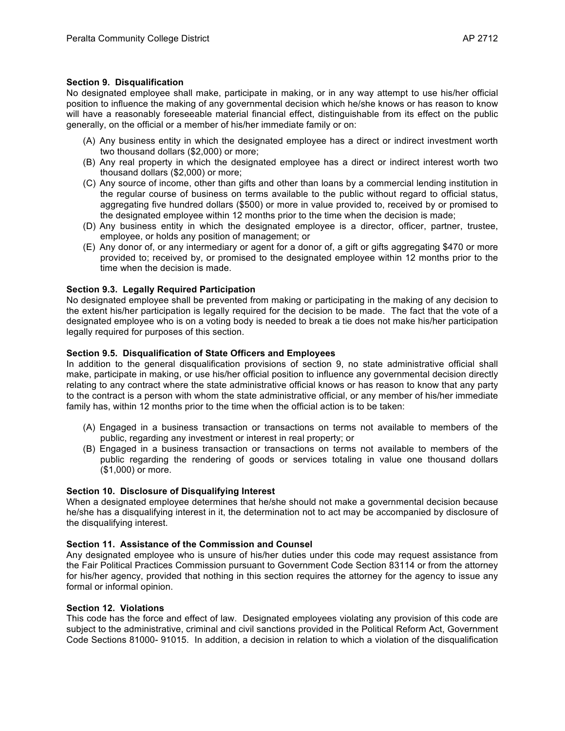### Section 9. Disqualification

No designated employee shall make, participate in making, or in any way attempt to use his/her official position to influence the making of any governmental decision which he/she knows or has reason to know will have a reasonably foreseeable material financial effect, distinguishable from its effect on the public generally, on the official or a member of his/her immediate family or on:

(A) Any business entity in which the designated employee has a direct or indirect investment worth two thousand dollars ($2,000) or more;

(B) Any real property in which the designated employee has a direct or indirect interest worth two thousand dollars ($2,000) or more;

(C) Any source of income, other than gifts and other than loans by a commercial lending institution in the regular course of business on terms available to the public without regard to official status, aggregating five hundred dollars ($500) or more in value provided to, received by or promised to the designated employee within 12 months prior to the time when the decision is made;

(D) Any business entity in which the designated employee is a director, officer, partner, trustee, employee, or holds any position of management; or

(E) Any donor of, or any intermediary or agent for a donor of, a gift or gifts aggregating $470 or more provided to; received by, or promised to the designated employee within 12 months prior to the time when the decision is made.

### Section 9.3. Legally Required Participation

No designated employee shall be prevented from making or participating in the making of any decision to the extent his/her participation is legally required for the decision to be made. The fact that the vote of a designated employee who is on a voting body is needed to break a tie does not make his/her participation legally required for purposes of this section.

### Section 9.5. Disqualification of State Officers and Employees

In addition to the general disqualification provisions of section 9, no state administrative official shall make, participate in making, or use his/her official position to influence any governmental decision directly relating to any contract where the state administrative official knows or has reason to know that any party to the contract is a person with whom the state administrative official, or any member of his/her immediate family has, within 12 months prior to the time when the official action is to be taken:

(A) Engaged in a business transaction or transactions on terms not available to members of the public, regarding any investment or interest in real property; or

(B) Engaged in a business transaction or transactions on terms not available to members of the public regarding the rendering of goods or services totaling in value one thousand dollars ($1,000) or more.

### Section 10. Disclosure of Disqualifying Interest

When a designated employee determines that he/she should not make a governmental decision because he/she has a disqualifying interest in it, the determination not to act may be accompanied by disclosure of the disqualifying interest.

### Section 11. Assistance of the Commission and Counsel

Any designated employee who is unsure of his/her duties under this code may request assistance from the Fair Political Practices Commission pursuant to Government Code Section 83114 or from the attorney for his/her agency, provided that nothing in this section requires the attorney for the agency to issue any formal or informal opinion.

### Section 12. Violations

This code has the force and effect of law. Designated employees violating any provision of this code are subject to the administrative, criminal and civil sanctions provided in the Political Reform Act, Government Code Sections 81000- 91015. In addition, a decision in relation to which a violation of the disqualification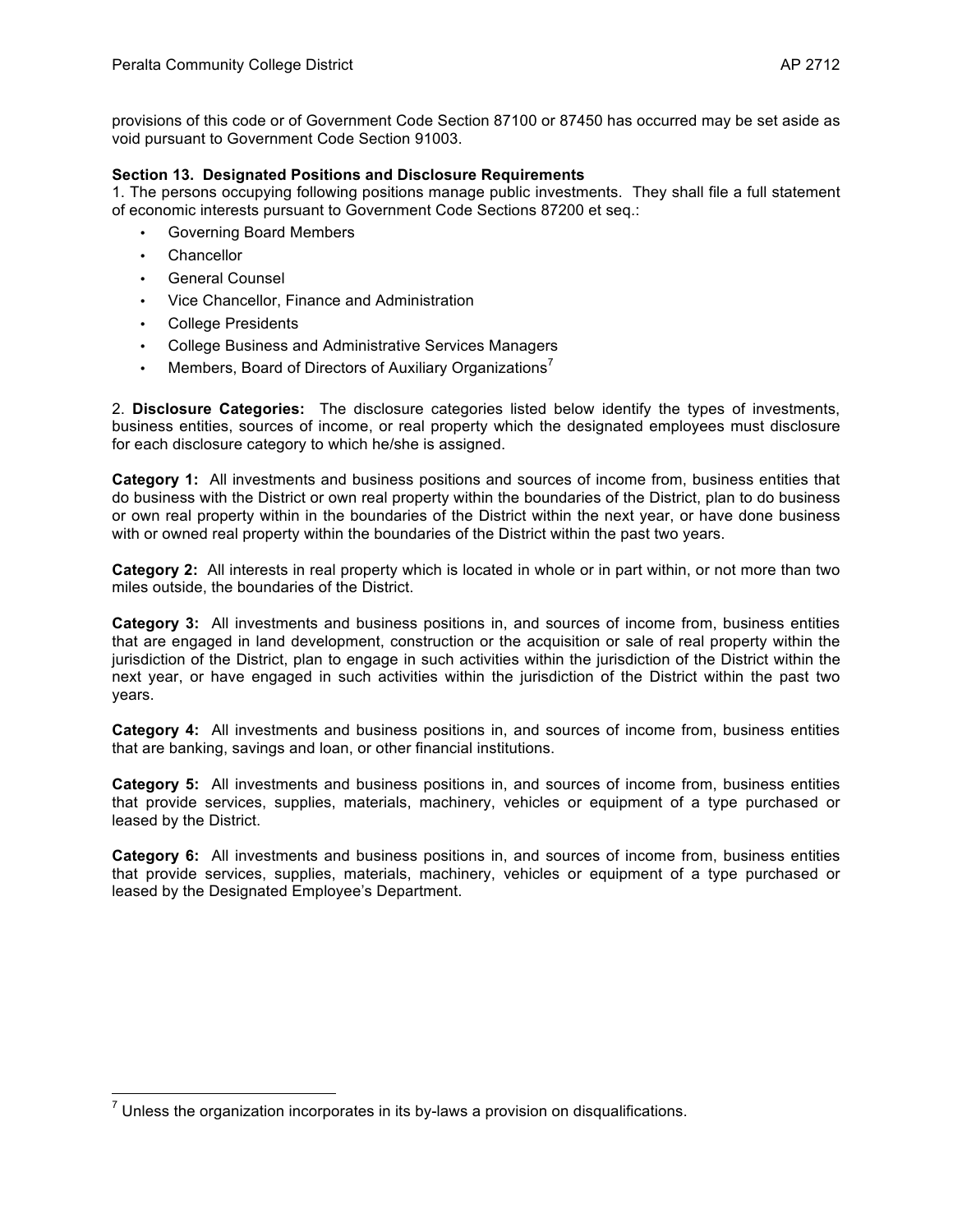provisions of this code or of Government Code Section 87100 or 87450 has occurred may be set aside as void pursuant to Government Code Section 91003.

**Section 13. Designated Positions and Disclosure Requirements**

1. The persons occupying following positions manage public investments. They shall file a full statement of economic interests pursuant to Government Code Sections 87200 et seq.:

- Governing Board Members
- Chancellor
- General Counsel
- Vice Chancellor, Finance and Administration
- College Presidents
- College Business and Administrative Services Managers
- Members, Board of Directors of Auxiliary Organizations[7]

2. **Disclosure Categories:** The disclosure categories listed below identify the types of investments, business entities, sources of income, or real property which the designated employees must disclosure for each disclosure category to which he/she is assigned.

**Category 1:** All investments and business positions and sources of income from, business entities that do business with the District or own real property within the boundaries of the District, plan to do business or own real property within in the boundaries of the District within the next year, or have done business with or owned real property within the boundaries of the District within the past two years.

**Category 2:** All interests in real property which is located in whole or in part within, or not more than two miles outside, the boundaries of the District.

**Category 3:** All investments and business positions in, and sources of income from, business entities that are engaged in land development, construction or the acquisition or sale of real property within the jurisdiction of the District, plan to engage in such activities within the jurisdiction of the District within the next year, or have engaged in such activities within the jurisdiction of the District within the past two years.

**Category 4:** All investments and business positions in, and sources of income from, business entities that are banking, savings and loan, or other financial institutions.

**Category 5:** All investments and business positions in, and sources of income from, business entities that provide services, supplies, materials, machinery, vehicles or equipment of a type purchased or leased by the District.

**Category 6:** All investments and business positions in, and sources of income from, business entities that provide services, supplies, materials, machinery, vehicles or equipment of a type purchased or leased by the Designated Employee's Department.

[7] Unless the organization incorporates in its by-laws a provision on disqualifications.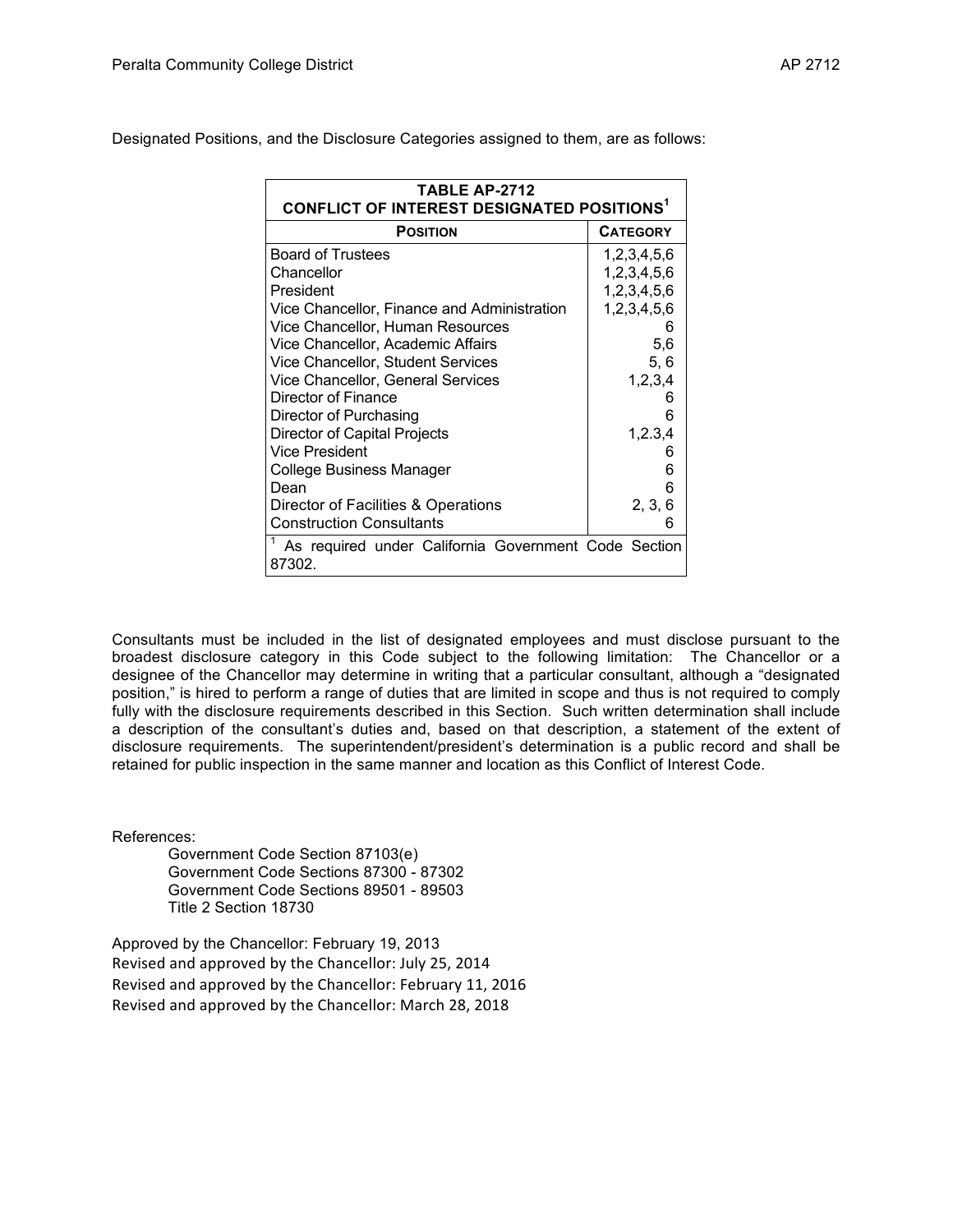Designated Positions, and the Disclosure Categories assigned to them, are as follows:

**TABLE AP-2712**
**CONFLICT OF INTEREST DESIGNATED POSITIONS[1]**

| POSITION | CATEGORY |
|---|---|
| Board of Trustees | 1,2,3,4,5,6 |
| Chancellor | 1,2,3,4,5,6 |
| President | 1,2,3,4,5,6 |
| Vice Chancellor, Finance and Administration | 1,2,3,4,5,6 |
| Vice Chancellor, Human Resources | 6 |
| Vice Chancellor, Academic Affairs | 5,6 |
| Vice Chancellor, Student Services | 5, 6 |
| Vice Chancellor, General Services | 1,2,3,4 |
| Director of Finance | 6 |
| Director of Purchasing | 6 |
| Director of Capital Projects | 1,2.3,4 |
| Vice President | 6 |
| College Business Manager | 6 |
| Dean | 6 |
| Director of Facilities & Operations | 2, 3, 6 |
| Construction Consultants | 6 |

[1] As required under California Government Code Section 87302.

Consultants must be included in the list of designated employees and must disclose pursuant to the broadest disclosure category in this Code subject to the following limitation: The Chancellor or a designee of the Chancellor may determine in writing that a particular consultant, although a "designated position," is hired to perform a range of duties that are limited in scope and thus is not required to comply fully with the disclosure requirements described in this Section. Such written determination shall include a description of the consultant's duties and, based on that description, a statement of the extent of disclosure requirements. The superintendent/president's determination is a public record and shall be retained for public inspection in the same manner and location as this Conflict of Interest Code.

References:

- Government Code Section 87103(e)
- Government Code Sections 87300 - 87302
- Government Code Sections 89501 - 89503
- Title 2 Section 18730

Approved by the Chancellor: February 19, 2013
Revised and approved by the Chancellor: July 25, 2014
Revised and approved by the Chancellor: February 11, 2016
Revised and approved by the Chancellor: March 28, 2018